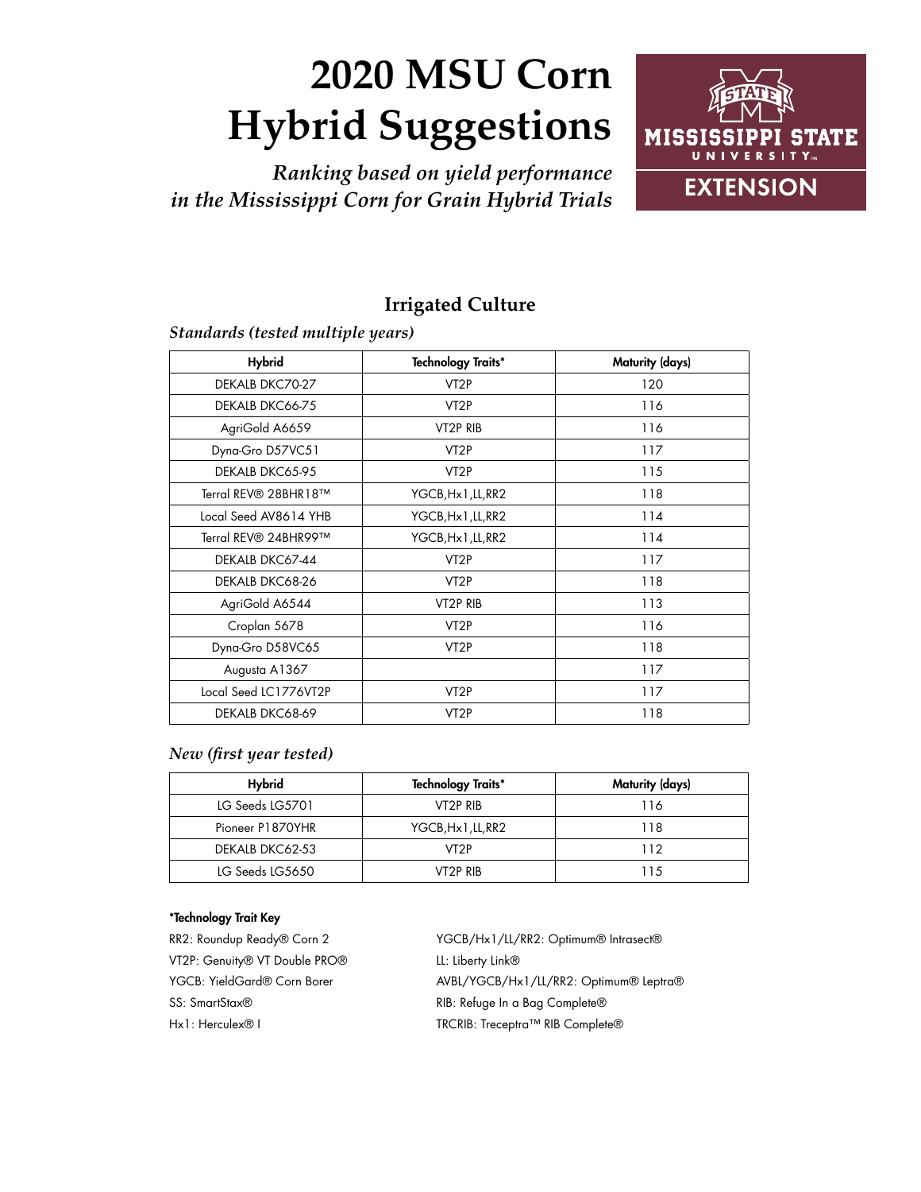# 2020 MSU Corn Hybrid Suggestions

*Ranking based on yield performance in the Mississippi Corn for Grain Hybrid Trials*

MISSISSIPPI STATE UNIVERSITY EXTENSION

## Irrigated Culture

*Standards (tested multiple years)*

| Hybrid | Technology Traits* | Maturity (days) |
|---|---|---|
| DEKALB DKC70-27 | VT2P | 120 |
| DEKALB DKC66-75 | VT2P | 116 |
| AgriGold A6659 | VT2P RIB | 116 |
| Dyna-Gro D57VC51 | VT2P | 117 |
| DEKALB DKC65-95 | VT2P | 115 |
| Terral REV® 28BHR18™ | YGCB,Hx1,LL,RR2 | 118 |
| Local Seed AV8614 YHB | YGCB,Hx1,LL,RR2 | 114 |
| Terral REV® 24BHR99™ | YGCB,Hx1,LL,RR2 | 114 |
| DEKALB DKC67-44 | VT2P | 117 |
| DEKALB DKC68-26 | VT2P | 118 |
| AgriGold A6544 | VT2P RIB | 113 |
| Croplan 5678 | VT2P | 116 |
| Dyna-Gro D58VC65 | VT2P | 118 |
| Augusta A1367 | | 117 |
| Local Seed LC1776VT2P | VT2P | 117 |
| DEKALB DKC68-69 | VT2P | 118 |

*New (first year tested)*

| Hybrid | Technology Traits* | Maturity (days) |
|---|---|---|
| LG Seeds LG5701 | VT2P RIB | 116 |
| Pioneer P1870YHR | YGCB,Hx1,LL,RR2 | 118 |
| DEKALB DKC62-53 | VT2P | 112 |
| LG Seeds LG5650 | VT2P RIB | 115 |

**\*Technology Trait Key**

RR2: Roundup Ready® Corn 2
VT2P: Genuity® VT Double PRO®
YGCB: YieldGard® Corn Borer
SS: SmartStax®
Hx1: Herculex® I
YGCB/Hx1/LL/RR2: Optimum® Intrasect®
LL: Liberty Link®
AVBL/YGCB/Hx1/LL/RR2: Optimum® Leptra®
RIB: Refuge In a Bag Complete®
TRCRIB: Treceptra™ RIB Complete®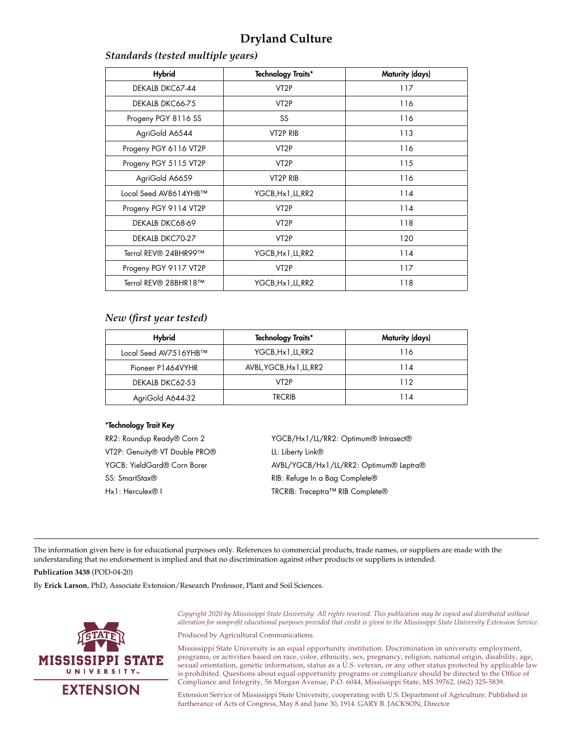## Dryland Culture

### *Standards (tested multiple years)*

| Hybrid | Technology Traits* | Maturity (days) |
| --- | --- | --- |
| DEKALB DKC67-44 | VT2P | 117 |
| DEKALB DKC66-75 | VT2P | 116 |
| Progeny PGY 8116 SS | SS | 116 |
| AgriGold A6544 | VT2P RIB | 113 |
| Progeny PGY 6116 VT2P | VT2P | 116 |
| Progeny PGY 5115 VT2P | VT2P | 115 |
| AgriGold A6659 | VT2P RIB | 116 |
| Local Seed AV8614YHB™ | YGCB,Hx1,LL,RR2 | 114 |
| Progeny PGY 9114 VT2P | VT2P | 114 |
| DEKALB DKC68-69 | VT2P | 118 |
| DEKALB DKC70-27 | VT2P | 120 |
| Terral REV® 24BHR99™ | YGCB,Hx1,LL,RR2 | 114 |
| Progeny PGY 9117 VT2P | VT2P | 117 |
| Terral REV® 28BHR18™ | YGCB,Hx1,LL,RR2 | 118 |

### *New (first year tested)*

| Hybrid | Technology Traits* | Maturity (days) |
| --- | --- | --- |
| Local Seed AV7516YHB™ | YGCB,Hx1,LL,RR2 | 116 |
| Pioneer P1464VYHR | AVBL,YGCB,Hx1,LL,RR2 | 114 |
| DEKALB DKC62-53 | VT2P | 112 |
| AgriGold A644-32 | TRCRIB | 114 |

**\*Technology Trait Key**

RR2: Roundup Ready® Corn 2
VT2P: Genuity® VT Double PRO®
YGCB: YieldGard® Corn Borer
SS: SmartStax®
Hx1: Herculex® I
YGCB/Hx1/LL/RR2: Optimum® Intrasect®
LL: Liberty Link®
AVBL/YGCB/Hx1/LL/RR2: Optimum® Leptra®
RIB: Refuge In a Bag Complete®
TRCRIB: Treceptra™ RIB Complete®

---

The information given here is for educational purposes only. References to commercial products, trade names, or suppliers are made with the understanding that no endorsement is implied and that no discrimination against other products or suppliers is intended.

**Publication 3438** (POD-04-20)

By **Erick Larson**, PhD, Associate Extension/Research Professor, Plant and Soil Sciences.

MISSISSIPPI STATE UNIVERSITY EXTENSION

*Copyright 2020 by Mississippi State University. All rights reserved. This publication may be copied and distributed without alteration for nonprofit educational purposes provided that credit is given to the Mississippi State University Extension Service.*

Produced by Agricultural Communications.

Mississippi State University is an equal opportunity institution. Discrimination in university employment, programs, or activities based on race, color, ethnicity, sex, pregnancy, religion, national origin, disability, age, sexual orientation, genetic information, status as a U.S. veteran, or any other status protected by applicable law is prohibited. Questions about equal opportunity programs or compliance should be directed to the Office of Compliance and Integrity, 56 Morgan Avenue, P.O. 6044, Mississippi State, MS 39762, (662) 325-5839.

Extension Service of Mississippi State University, cooperating with U.S. Department of Agriculture. Published in furtherance of Acts of Congress, May 8 and June 30, 1914. GARY B. JACKSON, Director